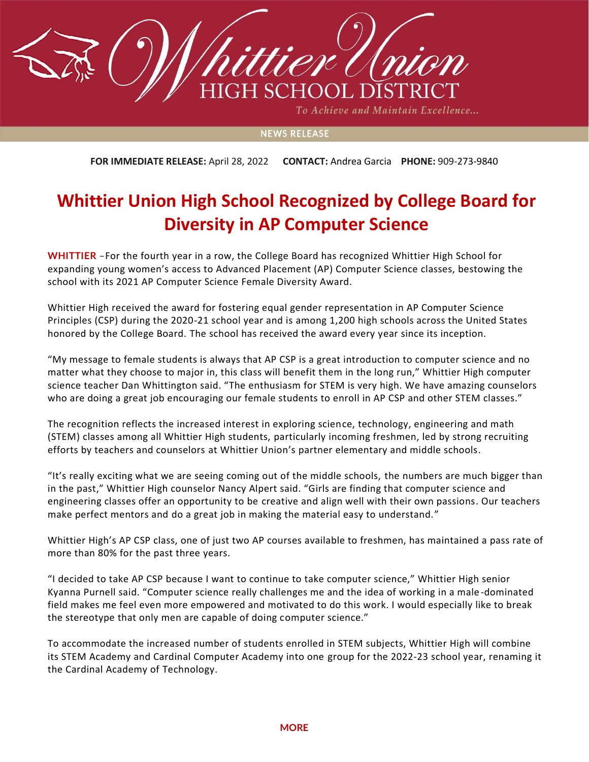Whittier Union

HIGH SCHOOL DISTRICT

*To Achieve and Maintain Excellence...*

NEWS RELEASE

**FOR IMMEDIATE RELEASE:** April 28, 2022 **CONTACT:** Andrea Garcia **PHONE:** 909-273-9840

# Whittier Union High School Recognized by College Board for Diversity in AP Computer Science

**WHITTIER** –For the fourth year in a row, the College Board has recognized Whittier High School for expanding young women's access to Advanced Placement (AP) Computer Science classes, bestowing the school with its 2021 AP Computer Science Female Diversity Award.

Whittier High received the award for fostering equal gender representation in AP Computer Science Principles (CSP) during the 2020-21 school year and is among 1,200 high schools across the United States honored by the College Board. The school has received the award every year since its inception.

"My message to female students is always that AP CSP is a great introduction to computer science and no matter what they choose to major in, this class will benefit them in the long run," Whittier High computer science teacher Dan Whittington said. "The enthusiasm for STEM is very high. We have amazing counselors who are doing a great job encouraging our female students to enroll in AP CSP and other STEM classes."

The recognition reflects the increased interest in exploring science, technology, engineering and math (STEM) classes among all Whittier High students, particularly incoming freshmen, led by strong recruiting efforts by teachers and counselors at Whittier Union's partner elementary and middle schools.

"It's really exciting what we are seeing coming out of the middle schools, the numbers are much bigger than in the past," Whittier High counselor Nancy Alpert said. "Girls are finding that computer science and engineering classes offer an opportunity to be creative and align well with their own passions. Our teachers make perfect mentors and do a great job in making the material easy to understand."

Whittier High's AP CSP class, one of just two AP courses available to freshmen, has maintained a pass rate of more than 80% for the past three years.

"I decided to take AP CSP because I want to continue to take computer science," Whittier High senior Kyanna Purnell said. "Computer science really challenges me and the idea of working in a male-dominated field makes me feel even more empowered and motivated to do this work. I would especially like to break the stereotype that only men are capable of doing computer science."

To accommodate the increased number of students enrolled in STEM subjects, Whittier High will combine its STEM Academy and Cardinal Computer Academy into one group for the 2022-23 school year, renaming it the Cardinal Academy of Technology.

MORE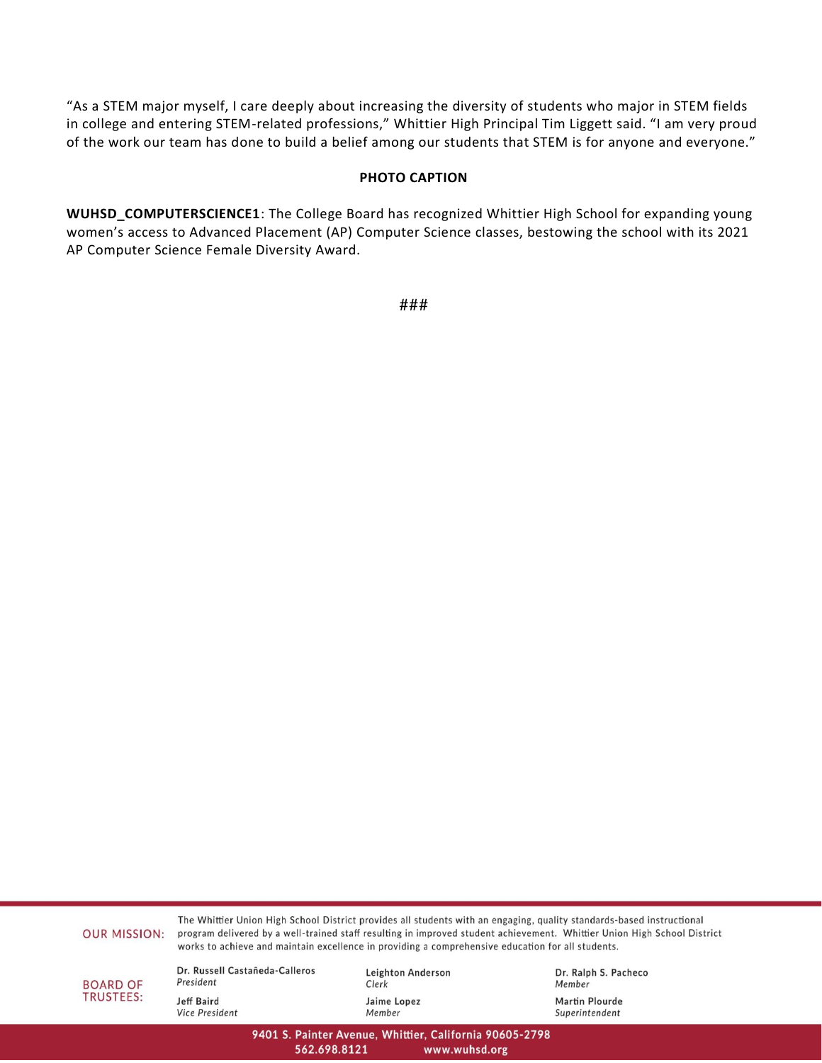"As a STEM major myself, I care deeply about increasing the diversity of students who major in STEM fields in college and entering STEM-related professions," Whittier High Principal Tim Liggett said. "I am very proud of the work our team has done to build a belief among our students that STEM is for anyone and everyone."

**PHOTO CAPTION**

**WUHSD_COMPUTERSCIENCE1**: The College Board has recognized Whittier High School for expanding young women's access to Advanced Placement (AP) Computer Science classes, bestowing the school with its 2021 AP Computer Science Female Diversity Award.

###

OUR MISSION: The Whittier Union High School District provides all students with an engaging, quality standards-based instructional program delivered by a well-trained staff resulting in improved student achievement. Whittier Union High School District works to achieve and maintain excellence in providing a comprehensive education for all students.

BOARD OF TRUSTEES:

| | | |
|---|---|---|
| Dr. Russell Castañeda-Calleros *President* | Leighton Anderson *Clerk* | Dr. Ralph S. Pacheco *Member* |
| Jeff Baird *Vice President* | Jaime Lopez *Member* | Martin Plourde *Superintendent* |

9401 S. Painter Avenue, Whittier, California 90605-2798
562.698.8121 www.wuhsd.org